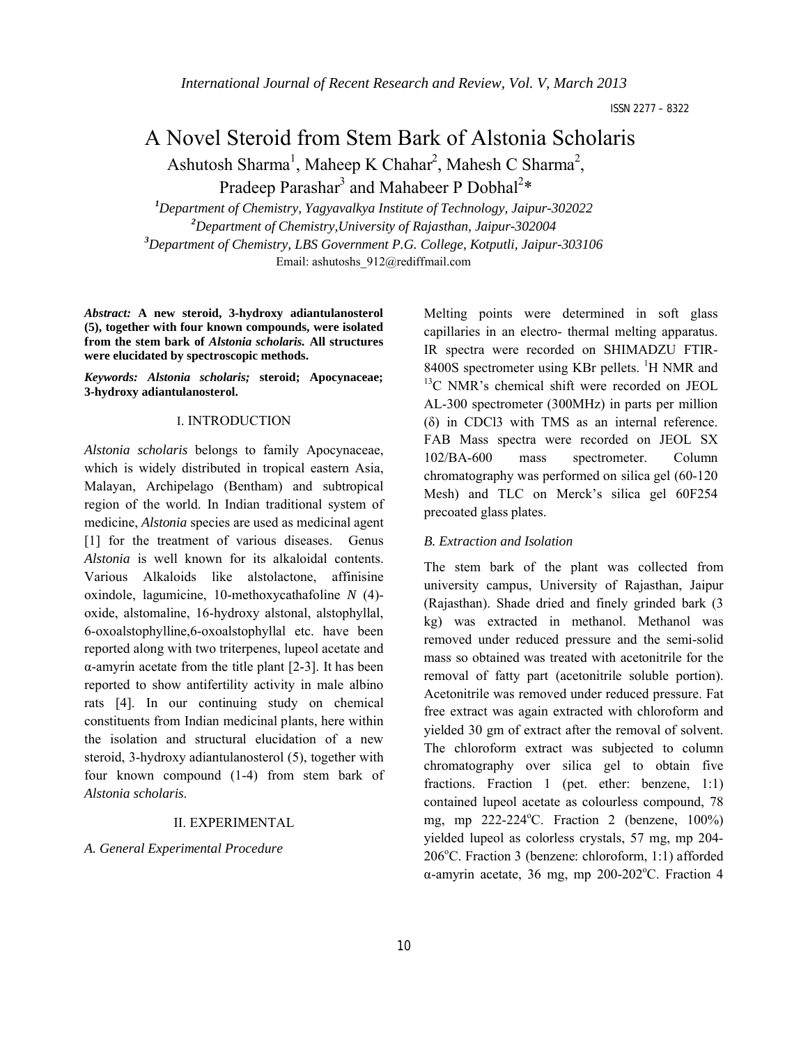# A Novel Steroid from Stem Bark of Alstonia Scholaris

Ashutosh Sharma[1], Maheep K Chahar[2], Mahesh C Sharma[2], Pradeep Parashar[3] and Mahabeer P Dobhal[2]*

[1]*Department of Chemistry, Yagyavalkya Institute of Technology, Jaipur-302022*
[2]*Department of Chemistry,University of Rajasthan, Jaipur-302004*
[3]*Department of Chemistry, LBS Government P.G. College, Kotputli, Jaipur-303106*

Email: ashutoshs_912@rediffmail.com

***Abstract:*** **A new steroid, 3-hydroxy adiantulanosterol (5), together with four known compounds, were isolated from the stem bark of *Alstonia scholaris.* All structures were elucidated by spectroscopic methods.**

***Keywords: Alstonia scholaris;*** **steroid; Apocynaceae; 3-hydroxy adiantulanosterol.**

## I. INTRODUCTION

*Alstonia scholaris* belongs to family Apocynaceae, which is widely distributed in tropical eastern Asia, Malayan, Archipelago (Bentham) and subtropical region of the world. In Indian traditional system of medicine, *Alstonia* species are used as medicinal agent [1] for the treatment of various diseases. Genus *Alstonia* is well known for its alkaloidal contents. Various Alkaloids like alstolactone, affinisine oxindole, lagumicine, 10-methoxycathafoline *N* (4)-oxide, alstomaline, 16-hydroxy alstonal, alstophyllal, 6-oxoalstophylline,6-oxoalstophyllal etc. have been reported along with two triterpenes, lupeol acetate and α-amyrin acetate from the title plant [2-3]. It has been reported to show antifertility activity in male albino rats [4]. In our continuing study on chemical constituents from Indian medicinal plants, here within the isolation and structural elucidation of a new steroid, 3-hydroxy adiantulanosterol (5), together with four known compound (1-4) from stem bark of *Alstonia scholaris*.

## II. EXPERIMENTAL

### *A. General Experimental Procedure*

Melting points were determined in soft glass capillaries in an electro- thermal melting apparatus. IR spectra were recorded on SHIMADZU FTIR-8400S spectrometer using KBr pellets. $^{1}$H NMR and $^{13}$C NMR's chemical shift were recorded on JEOL AL-300 spectrometer (300MHz) in parts per million (δ) in CDCl3 with TMS as an internal reference. FAB Mass spectra were recorded on JEOL SX 102/BA-600 mass spectrometer. Column chromatography was performed on silica gel (60-120 Mesh) and TLC on Merck's silica gel 60F254 precoated glass plates.

### *B. Extraction and Isolation*

The stem bark of the plant was collected from university campus, University of Rajasthan, Jaipur (Rajasthan). Shade dried and finely grinded bark (3 kg) was extracted in methanol. Methanol was removed under reduced pressure and the semi-solid mass so obtained was treated with acetonitrile for the removal of fatty part (acetonitrile soluble portion). Acetonitrile was removed under reduced pressure. Fat free extract was again extracted with chloroform and yielded 30 gm of extract after the removal of solvent. The chloroform extract was subjected to column chromatography over silica gel to obtain five fractions. Fraction 1 (pet. ether: benzene, 1:1) contained lupeol acetate as colourless compound, 78 mg, mp 222-224°C. Fraction 2 (benzene, 100%) yielded lupeol as colorless crystals, 57 mg, mp 204-206°C. Fraction 3 (benzene: chloroform, 1:1) afforded α-amyrin acetate, 36 mg, mp 200-202°C. Fraction 4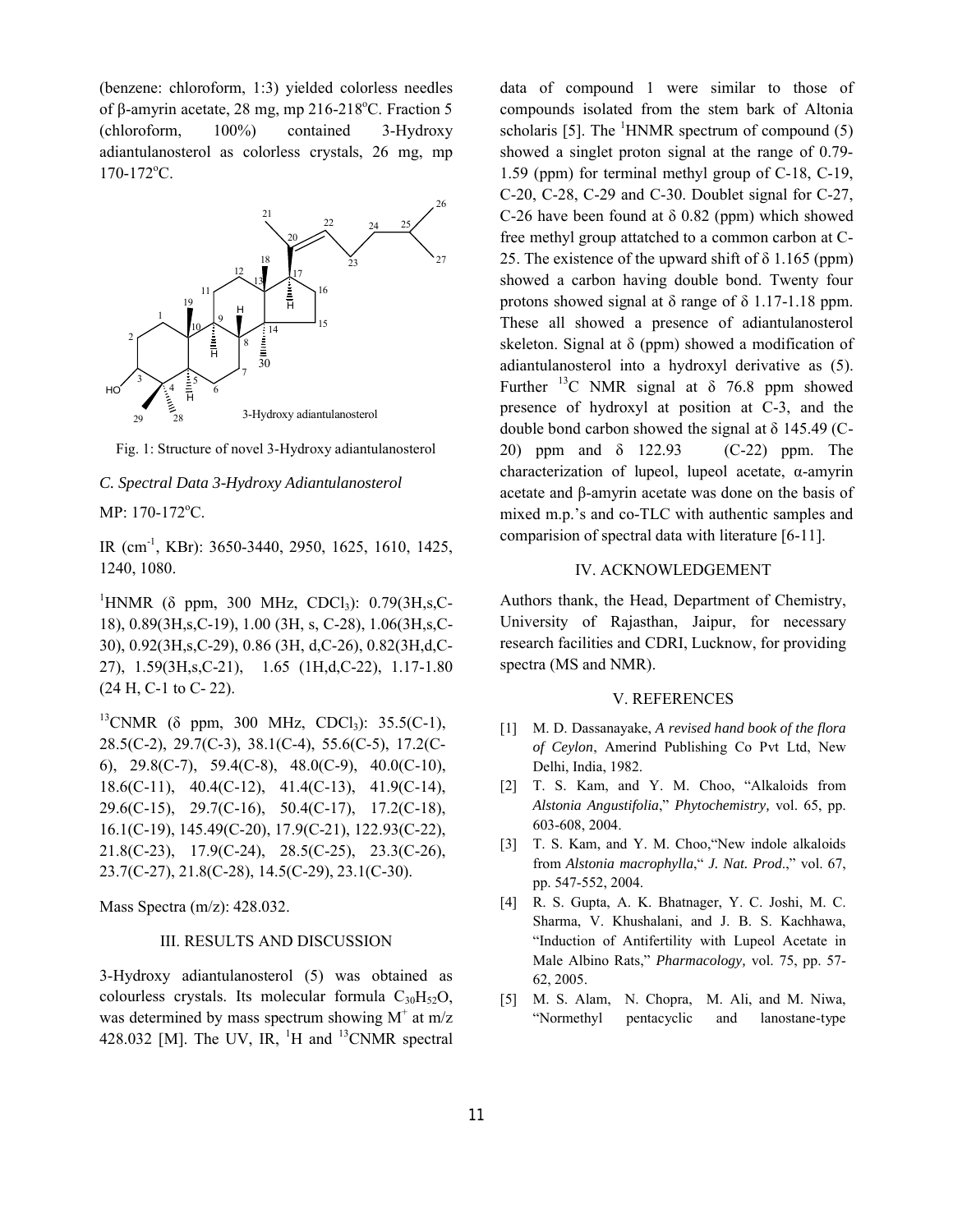(benzene: chloroform, 1:3) yielded colorless needles of β-amyrin acetate, 28 mg, mp 216-218°C. Fraction 5 (chloroform, 100%) contained 3-Hydroxy adiantulanosterol as colorless crystals, 26 mg, mp 170-172°C.

Fig. 1: Structure of novel 3-Hydroxy adiantulanosterol

### C. Spectral Data 3-Hydroxy Adiantulanosterol

MP: 170-172°C.

IR ($cm^{-1}$, KBr): 3650-3440, 2950, 1625, 1610, 1425, 1240, 1080.

$^{1}$HNMR (δ ppm, 300 MHz, $CDCl_3$): 0.79(3H,s,C-18), 0.89(3H,s,C-19), 1.00 (3H, s, C-28), 1.06(3H,s,C-30), 0.92(3H,s,C-29), 0.86 (3H, d,C-26), 0.82(3H,d,C-27), 1.59(3H,s,C-21), 1.65 (1H,d,C-22), 1.17-1.80 (24 H, C-1 to C- 22).

$^{13}$CNMR (δ ppm, 300 MHz, $CDCl_3$): 35.5(C-1), 28.5(C-2), 29.7(C-3), 38.1(C-4), 55.6(C-5), 17.2(C-6), 29.8(C-7), 59.4(C-8), 48.0(C-9), 40.0(C-10), 18.6(C-11), 40.4(C-12), 41.4(C-13), 41.9(C-14), 29.6(C-15), 29.7(C-16), 50.4(C-17), 17.2(C-18), 16.1(C-19), 145.49(C-20), 17.9(C-21), 122.93(C-22), 21.8(C-23), 17.9(C-24), 28.5(C-25), 23.3(C-26), 23.7(C-27), 21.8(C-28), 14.5(C-29), 23.1(C-30).

Mass Spectra (m/z): 428.032.

## III. RESULTS AND DISCUSSION

3-Hydroxy adiantulanosterol (5) was obtained as colourless crystals. Its molecular formula $C_{30}H_{52}O$, was determined by mass spectrum showing $M^{+}$ at m/z 428.032 [M]. The UV, IR, $^{1}$H and $^{13}$CNMR spectral data of compound 1 were similar to those of compounds isolated from the stem bark of Altonia scholaris [5]. The $^{1}$HNMR spectrum of compound (5) showed a singlet proton signal at the range of 0.79-1.59 (ppm) for terminal methyl group of C-18, C-19, C-20, C-28, C-29 and C-30. Doublet signal for C-27, C-26 have been found at δ 0.82 (ppm) which showed free methyl group attatched to a common carbon at C-25. The existence of the upward shift of δ 1.165 (ppm) showed a carbon having double bond. Twenty four protons showed signal at δ range of δ 1.17-1.18 ppm. These all showed a presence of adiantulanosterol skeleton. Signal at δ (ppm) showed a modification of adiantulanosterol into a hydroxyl derivative as (5). Further $^{13}$C NMR signal at δ 76.8 ppm showed presence of hydroxyl at position at C-3, and the double bond carbon showed the signal at δ 145.49 (C-20) ppm and δ 122.93 (C-22) ppm. The characterization of lupeol, lupeol acetate, α-amyrin acetate and β-amyrin acetate was done on the basis of mixed m.p.'s and co-TLC with authentic samples and comparision of spectral data with literature [6-11].

## IV. ACKNOWLEDGEMENT

Authors thank, the Head, Department of Chemistry, University of Rajasthan, Jaipur, for necessary research facilities and CDRI, Lucknow, for providing spectra (MS and NMR).

## V. REFERENCES

[1] M. D. Dassanayake, *A revised hand book of the flora of Ceylon*, Amerind Publishing Co Pvt Ltd, New Delhi, India, 1982.

[2] T. S. Kam, and Y. M. Choo, "Alkaloids from *Alstonia Angustifolia*," *Phytochemistry,* vol. 65, pp. 603-608, 2004.

[3] T. S. Kam, and Y. M. Choo,"New indole alkaloids from *Alstonia macrophylla*," *J. Nat. Prod*.," vol. 67, pp. 547-552, 2004.

[4] R. S. Gupta, A. K. Bhatnager, Y. C. Joshi, M. C. Sharma, V. Khushalani, and J. B. S. Kachhawa, "Induction of Antifertility with Lupeol Acetate in Male Albino Rats," *Pharmacology,* vol. 75, pp. 57-62, 2005.

[5] M. S. Alam, N. Chopra, M. Ali, and M. Niwa, "Normethyl pentacyclic and lanostane-type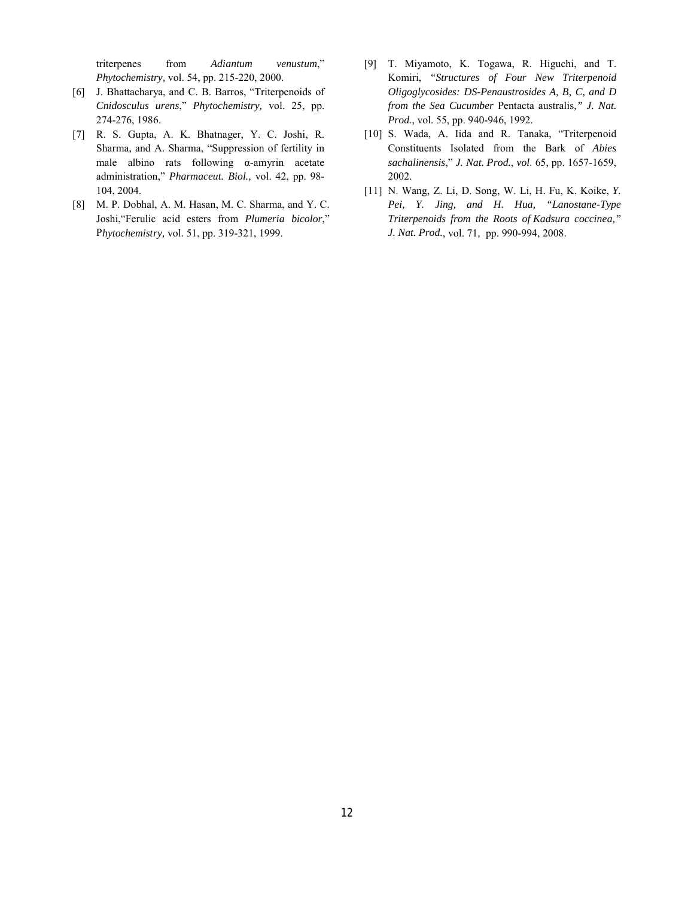triterpenes from *Adiantum venustum*," *Phytochemistry,* vol. 54, pp. 215-220, 2000.

[6] J. Bhattacharya, and C. B. Barros, "Triterpenoids of *Cnidosculus urens*," *Phytochemistry,* vol. 25, pp. 274-276, 1986.

[7] R. S. Gupta, A. K. Bhatnager, Y. C. Joshi, R. Sharma, and A. Sharma, "Suppression of fertility in male albino rats following α-amyrin acetate administration," *Pharmaceut. Biol.,* vol. 42, pp. 98-104, 2004.

[8] M. P. Dobhal, A. M. Hasan, M. C. Sharma, and Y. C. Joshi,"Ferulic acid esters from *Plumeria bicolor*," P*hytochemistry,* vol. 51, pp. 319-321, 1999.

[9] T. Miyamoto, K. Togawa, R. Higuchi, and T. Komiri, *"Structures of Four New Triterpenoid Oligoglycosides: DS-Penaustrosides A, B, C, and D from the Sea Cucumber* Pentacta australis*," J. Nat. Prod.*, vol. 55, pp. 940-946, 1992.

[10] S. Wada, A. Iida and R. Tanaka, "Triterpenoid Constituents Isolated from the Bark of *Abies sachalinensis*," *J. Nat. Prod.*, *vol*. 65, pp. 1657-1659, 2002.

[11] N. Wang, Z. Li, D. Song, W. Li, H. Fu, K. Koike, *Y. Pei, Y. Jing, and H. Hua, "Lanostane-Type Triterpenoids from the Roots of Kadsura coccinea," J. Nat. Prod.*, vol. 71, pp. 990-994, 2008.